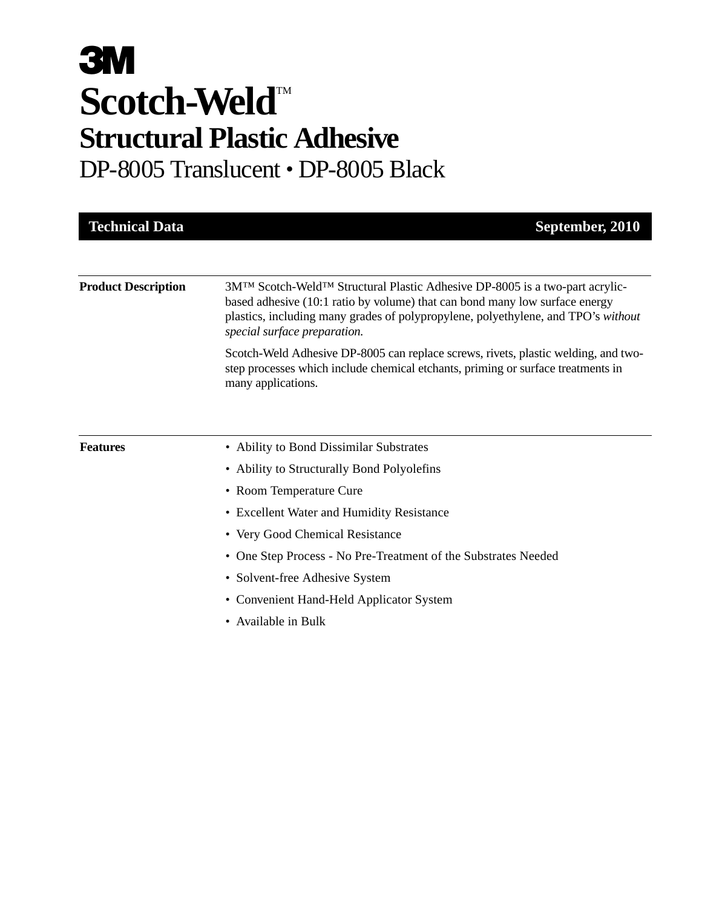# 3M

# Scotch-Weld™

## Structural Plastic Adhesive

DP-8005 Translucent • DP-8005 Black

**Technical Data** **September, 2010**

---

**Product Description**

3M™ Scotch-Weld™ Structural Plastic Adhesive DP-8005 is a two-part acrylic-based adhesive (10:1 ratio by volume) that can bond many low surface energy plastics, including many grades of polypropylene, polyethylene, and TPO's *without special surface preparation.*

Scotch-Weld Adhesive DP-8005 can replace screws, rivets, plastic welding, and two-step processes which include chemical etchants, priming or surface treatments in many applications.

---

**Features**

- Ability to Bond Dissimilar Substrates
- Ability to Structurally Bond Polyolefins
- Room Temperature Cure
- Excellent Water and Humidity Resistance
- Very Good Chemical Resistance
- One Step Process - No Pre-Treatment of the Substrates Needed
- Solvent-free Adhesive System
- Convenient Hand-Held Applicator System
- Available in Bulk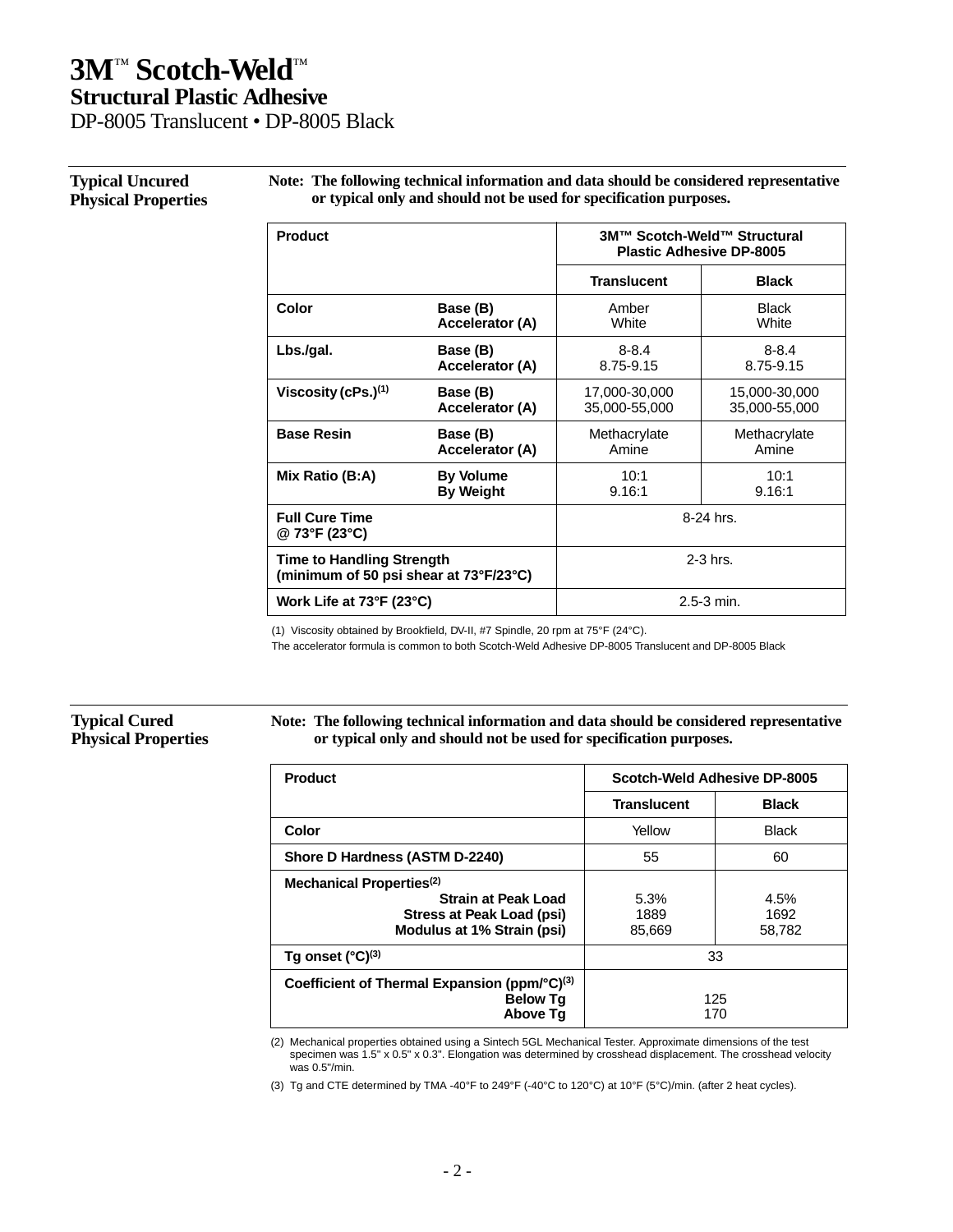# 3M™ Scotch-Weld™

## Structural Plastic Adhesive

DP-8005 Translucent • DP-8005 Black

### Typical Uncured Physical Properties

**Note: The following technical information and data should be considered representative or typical only and should not be used for specification purposes.**

| Product | | 3M™ Scotch-Weld™ Structural Plastic Adhesive DP-8005 | |
|---|---|---|---|
| | | Translucent | Black |
| Color | Base (B)<br>Accelerator (A) | Amber<br>White | Black<br>White |
| Lbs./gal. | Base (B)<br>Accelerator (A) | 8-8.4<br>8.75-9.15 | 8-8.4<br>8.75-9.15 |
| Viscosity (cPs.)(1) | Base (B)<br>Accelerator (A) | 17,000-30,000<br>35,000-55,000 | 15,000-30,000<br>35,000-55,000 |
| Base Resin | Base (B)<br>Accelerator (A) | Methacrylate<br>Amine | Methacrylate<br>Amine |
| Mix Ratio (B:A) | By Volume<br>By Weight | 10:1<br>9.16:1 | 10:1<br>9.16:1 |
| Full Cure Time @ 73°F (23°C) | | 8-24 hrs. | |
| Time to Handling Strength (minimum of 50 psi shear at 73°F/23°C) | | 2-3 hrs. | |
| Work Life at 73°F (23°C) | | 2.5-3 min. | |

(1) Viscosity obtained by Brookfield, DV-II, #7 Spindle, 20 rpm at 75°F (24°C).

The accelerator formula is common to both Scotch-Weld Adhesive DP-8005 Translucent and DP-8005 Black

### Typical Cured Physical Properties

**Note: The following technical information and data should be considered representative or typical only and should not be used for specification purposes.**

| Product | Scotch-Weld Adhesive DP-8005 | |
|---|---|---|
| | Translucent | Black |
| Color | Yellow | Black |
| Shore D Hardness (ASTM D-2240) | 55 | 60 |
| Mechanical Properties(2)<br>Strain at Peak Load<br>Stress at Peak Load (psi)<br>Modulus at 1% Strain (psi) | <br>5.3%<br>1889<br>85,669 | <br>4.5%<br>1692<br>58,782 |
| Tg onset (°C)(3) | 33 | |
| Coefficient of Thermal Expansion (ppm/°C)(3)<br>Below Tg<br>Above Tg | <br>125<br>170 | |

(2) Mechanical properties obtained using a Sintech 5GL Mechanical Tester. Approximate dimensions of the test specimen was 1.5" x 0.5" x 0.3". Elongation was determined by crosshead displacement. The crosshead velocity was 0.5"/min.

(3) Tg and CTE determined by TMA -40°F to 249°F (-40°C to 120°C) at 10°F (5°C)/min. (after 2 heat cycles).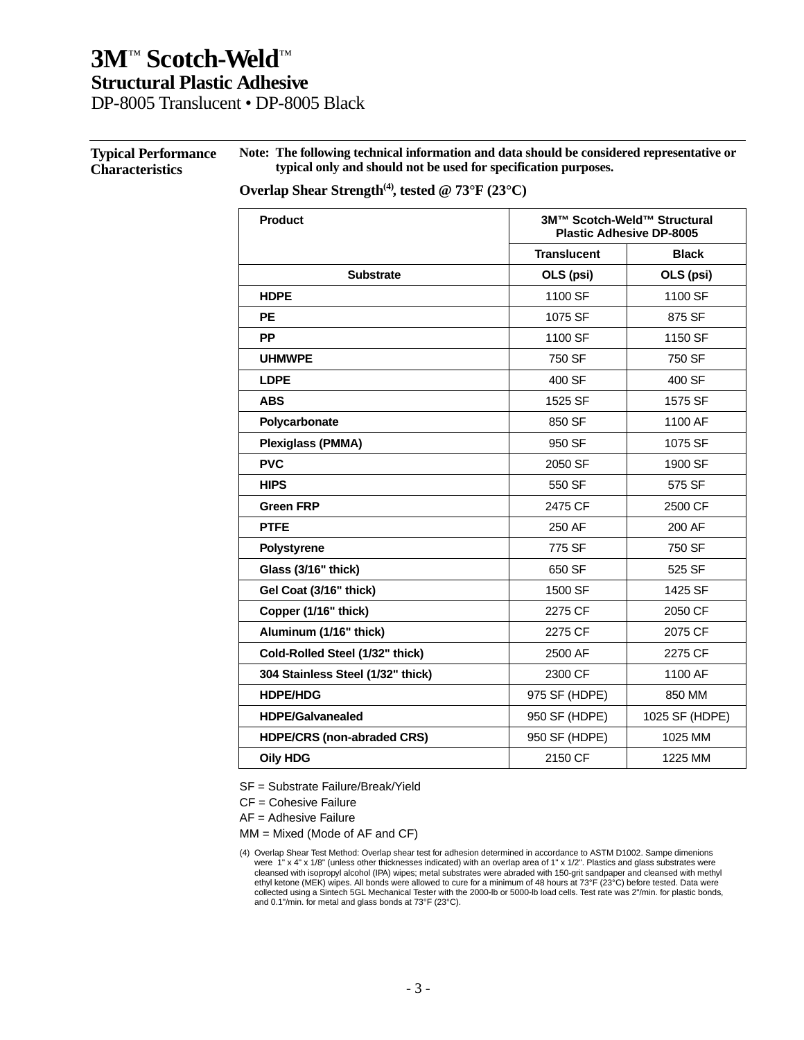# 3M™ Scotch-Weld™

## Structural Plastic Adhesive

DP-8005 Translucent • DP-8005 Black

## Typical Performance Characteristics

**Note: The following technical information and data should be considered representative or typical only and should not be used for specification purposes.**

### Overlap Shear Strength[(4)], tested @ 73°F (23°C)

| Product | 3M™ Scotch-Weld™ Structural Plastic Adhesive DP-8005 | |
|---|---|---|
| | **Translucent** | **Black** |
| **Substrate** | **OLS (psi)** | **OLS (psi)** |
| **HDPE** | 1100 SF | 1100 SF |
| **PE** | 1075 SF | 875 SF |
| **PP** | 1100 SF | 1150 SF |
| **UHMWPE** | 750 SF | 750 SF |
| **LDPE** | 400 SF | 400 SF |
| **ABS** | 1525 SF | 1575 SF |
| **Polycarbonate** | 850 SF | 1100 AF |
| **Plexiglass (PMMA)** | 950 SF | 1075 SF |
| **PVC** | 2050 SF | 1900 SF |
| **HIPS** | 550 SF | 575 SF |
| **Green FRP** | 2475 CF | 2500 CF |
| **PTFE** | 250 AF | 200 AF |
| **Polystyrene** | 775 SF | 750 SF |
| **Glass (3/16" thick)** | 650 SF | 525 SF |
| **Gel Coat (3/16" thick)** | 1500 SF | 1425 SF |
| **Copper (1/16" thick)** | 2275 CF | 2050 CF |
| **Aluminum (1/16" thick)** | 2275 CF | 2075 CF |
| **Cold-Rolled Steel (1/32" thick)** | 2500 AF | 2275 CF |
| **304 Stainless Steel (1/32" thick)** | 2300 CF | 1100 AF |
| **HDPE/HDG** | 975 SF (HDPE) | 850 MM |
| **HDPE/Galvanealed** | 950 SF (HDPE) | 1025 SF (HDPE) |
| **HDPE/CRS (non-abraded CRS)** | 950 SF (HDPE) | 1025 MM |
| **Oily HDG** | 2150 CF | 1225 MM |

SF = Substrate Failure/Break/Yield

CF = Cohesive Failure

AF = Adhesive Failure

MM = Mixed (Mode of AF and CF)

(4) Overlap Shear Test Method: Overlap shear test for adhesion determined in accordance to ASTM D1002. Sampe dimenions were 1" x 4" x 1/8" (unless other thicknesses indicated) with an overlap area of 1" x 1/2". Plastics and glass substrates were cleansed with isopropyl alcohol (IPA) wipes; metal substrates were abraded with 150-grit sandpaper and cleansed with methyl ethyl ketone (MEK) wipes. All bonds were allowed to cure for a minimum of 48 hours at 73°F (23°C) before tested. Data were collected using a Sintech 5GL Mechanical Tester with the 2000-lb or 5000-lb load cells. Test rate was 2"/min. for plastic bonds, and 0.1"/min. for metal and glass bonds at 73°F (23°C).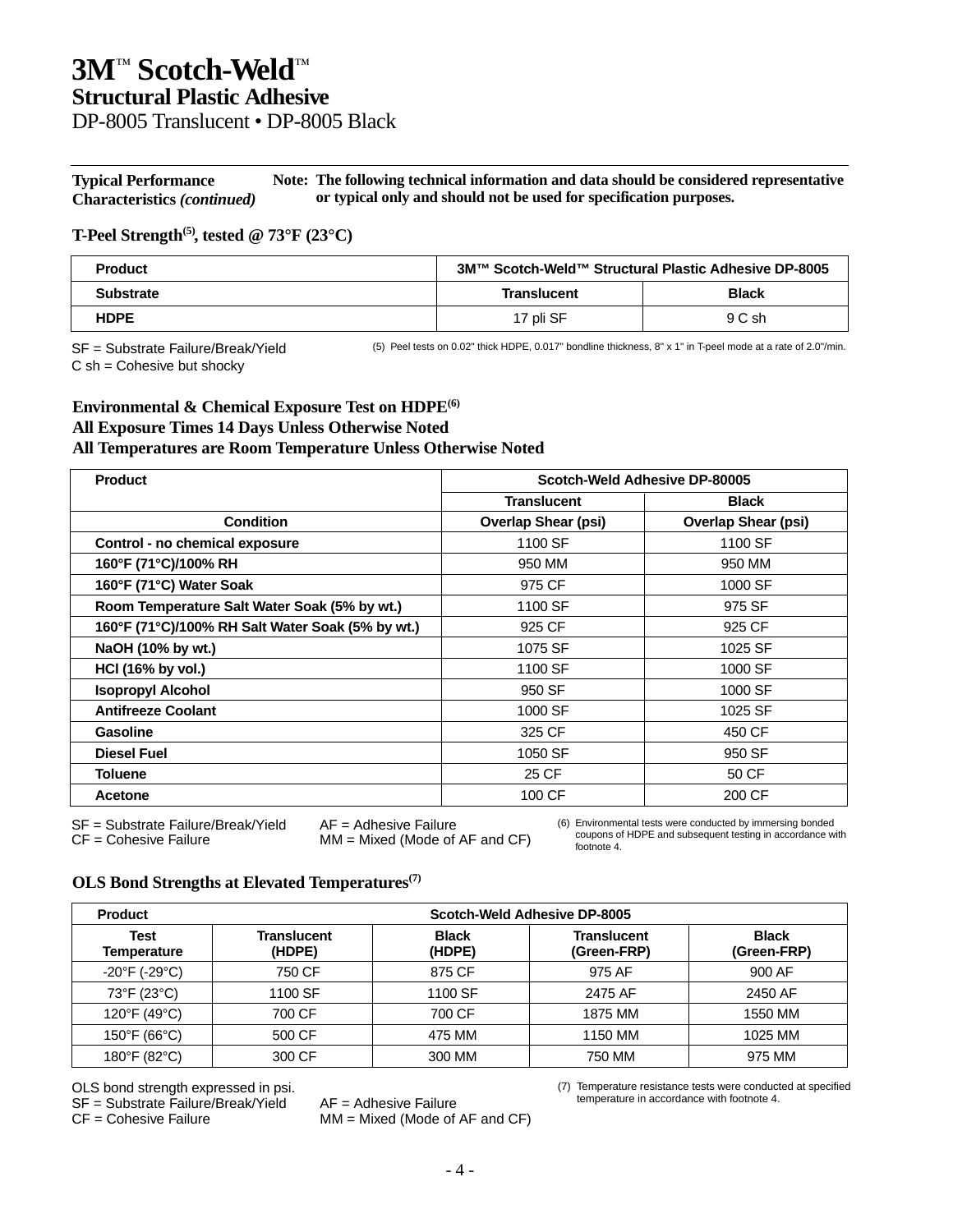# 3M™ Scotch-Weld™
## Structural Plastic Adhesive
DP-8005 Translucent • DP-8005 Black

**Typical Performance Characteristics *(continued)***

**Note: The following technical information and data should be considered representative or typical only and should not be used for specification purposes.**

### T-Peel Strength[5], tested @ 73°F (23°C)

| Product | 3M™ Scotch-Weld™ Structural Plastic Adhesive DP-8005 | |
|---|---|---|
| **Substrate** | **Translucent** | **Black** |
| **HDPE** | 17 pli SF | 9 C sh |

SF = Substrate Failure/Break/Yield
C sh = Cohesive but shocky

(5) Peel tests on 0.02" thick HDPE, 0.017" bondline thickness, 8" x 1" in T-peel mode at a rate of 2.0"/min.

### Environmental & Chemical Exposure Test on HDPE[6]
### All Exposure Times 14 Days Unless Otherwise Noted
### All Temperatures are Room Temperature Unless Otherwise Noted

| Product | Scotch-Weld Adhesive DP-80005 | |
|---|---|---|
| | **Translucent** | **Black** |
| **Condition** | **Overlap Shear (psi)** | **Overlap Shear (psi)** |
| **Control - no chemical exposure** | 1100 SF | 1100 SF |
| **160°F (71°C)/100% RH** | 950 MM | 950 MM |
| **160°F (71°C) Water Soak** | 975 CF | 1000 SF |
| **Room Temperature Salt Water Soak (5% by wt.)** | 1100 SF | 975 SF |
| **160°F (71°C)/100% RH Salt Water Soak (5% by wt.)** | 925 CF | 925 CF |
| **NaOH (10% by wt.)** | 1075 SF | 1025 SF |
| **HCl (16% by vol.)** | 1100 SF | 1000 SF |
| **Isopropyl Alcohol** | 950 SF | 1000 SF |
| **Antifreeze Coolant** | 1000 SF | 1025 SF |
| **Gasoline** | 325 CF | 450 CF |
| **Diesel Fuel** | 1050 SF | 950 SF |
| **Toluene** | 25 CF | 50 CF |
| **Acetone** | 100 CF | 200 CF |

SF = Substrate Failure/Break/Yield
CF = Cohesive Failure
AF = Adhesive Failure
MM = Mixed (Mode of AF and CF)

(6) Environmental tests were conducted by immersing bonded coupons of HDPE and subsequent testing in accordance with footnote 4.

### OLS Bond Strengths at Elevated Temperatures[7]

| Product | Scotch-Weld Adhesive DP-8005 | | | |
|---|---|---|---|---|
| **Test Temperature** | **Translucent (HDPE)** | **Black (HDPE)** | **Translucent (Green-FRP)** | **Black (Green-FRP)** |
| -20°F (-29°C) | 750 CF | 875 CF | 975 AF | 900 AF |
| 73°F (23°C) | 1100 SF | 1100 SF | 2475 AF | 2450 AF |
| 120°F (49°C) | 700 CF | 700 CF | 1875 MM | 1550 MM |
| 150°F (66°C) | 500 CF | 475 MM | 1150 MM | 1025 MM |
| 180°F (82°C) | 300 CF | 300 MM | 750 MM | 975 MM |

OLS bond strength expressed in psi.
SF = Substrate Failure/Break/Yield
CF = Cohesive Failure
AF = Adhesive Failure
MM = Mixed (Mode of AF and CF)

(7) Temperature resistance tests were conducted at specified temperature in accordance with footnote 4.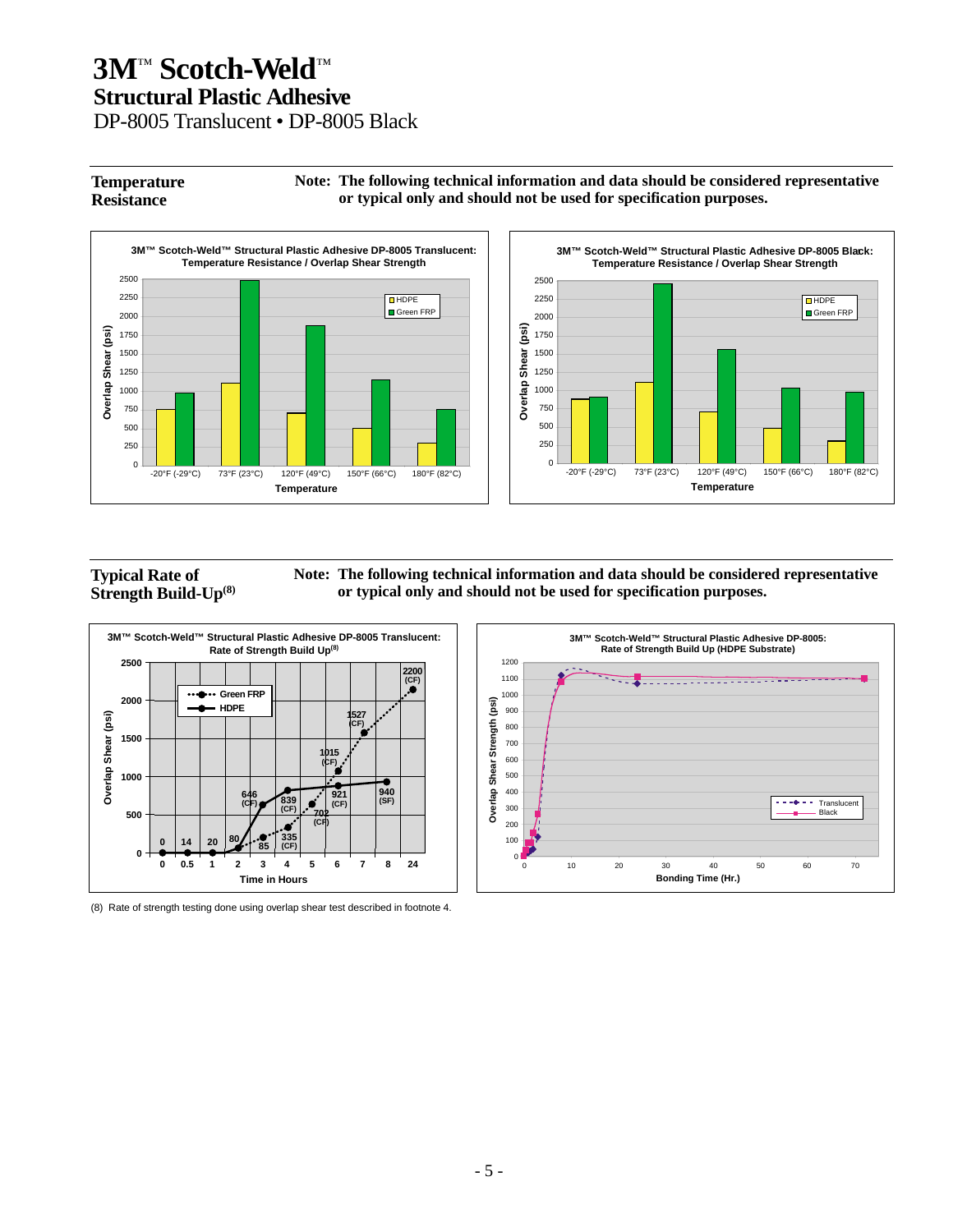# 3M™ Scotch-Weld™
## Structural Plastic Adhesive
DP-8005 Translucent • DP-8005 Black

---

**Temperature Resistance**

**Note: The following technical information and data should be considered representative or typical only and should not be used for specification purposes.**

**3M™ Scotch-Weld™ Structural Plastic Adhesive DP-8005 Translucent: Temperature Resistance / Overlap Shear Strength**

**3M™ Scotch-Weld™ Structural Plastic Adhesive DP-8005 Black: Temperature Resistance / Overlap Shear Strength**

---

**Typical Rate of Strength Build-Up[8]**

**Note: The following technical information and data should be considered representative or typical only and should not be used for specification purposes.**

**3M™ Scotch-Weld™ Structural Plastic Adhesive DP-8005 Translucent: Rate of Strength Build Up[8]**

| Time in Hours | 0 | 0.5 | 1 | 2 | 3 | 4 | 5 | 6 | 7 | 8 | 24 |
|---|---|---|---|---|---|---|---|---|---|---|---|
| Green FRP (psi) | 0 | 14 | 20 | 80 | 85 | 335 (CF) | 702 (CF) | 1015 (CF) | 1527 (CF) | | 2200 (CF) |
| HDPE (psi) | 0 | 14 | 20 | 80 | 646 (CF) | 839 (CF) | | 921 (CF) | | 940 (SF) | |

**3M™ Scotch-Weld™ Structural Plastic Adhesive DP-8005: Rate of Strength Build Up (HDPE Substrate)**

(8) Rate of strength testing done using overlap shear test described in footnote 4.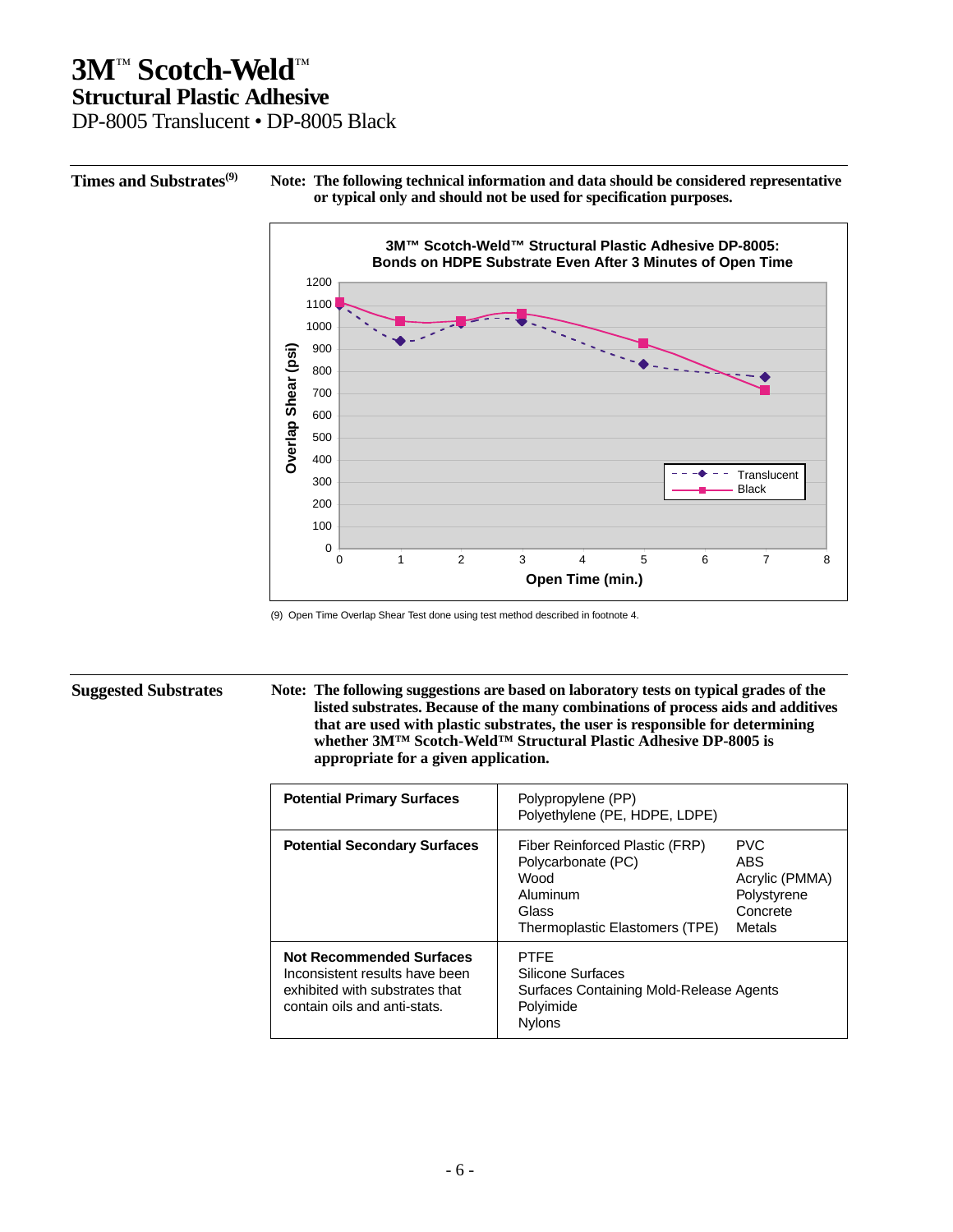# 3M™ Scotch-Weld™
## Structural Plastic Adhesive
DP-8005 Translucent • DP-8005 Black

### Times and Substrates[9]

**Note: The following technical information and data should be considered representative or typical only and should not be used for specification purposes.**

**3M™ Scotch-Weld™ Structural Plastic Adhesive DP-8005: Bonds on HDPE Substrate Even After 3 Minutes of Open Time**

Overlap Shear (psi) vs. Open Time (min.)

Legend: Translucent, Black

(9) Open Time Overlap Shear Test done using test method described in footnote 4.

### Suggested Substrates

**Note: The following suggestions are based on laboratory tests on typical grades of the listed substrates. Because of the many combinations of process aids and additives that are used with plastic substrates, the user is responsible for determining whether 3M™ Scotch-Weld™ Structural Plastic Adhesive DP-8005 is appropriate for a given application.**

| | | |
|---|---|---|
| **Potential Primary Surfaces** | Polypropylene (PP)<br>Polyethylene (PE, HDPE, LDPE) | |
| **Potential Secondary Surfaces** | Fiber Reinforced Plastic (FRP)<br>Polycarbonate (PC)<br>Wood<br>Aluminum<br>Glass<br>Thermoplastic Elastomers (TPE) | PVC<br>ABS<br>Acrylic (PMMA)<br>Polystyrene<br>Concrete<br>Metals |
| **Not Recommended Surfaces**<br>Inconsistent results have been exhibited with substrates that contain oils and anti-stats. | PTFE<br>Silicone Surfaces<br>Surfaces Containing Mold-Release Agents<br>Polyimide<br>Nylons | |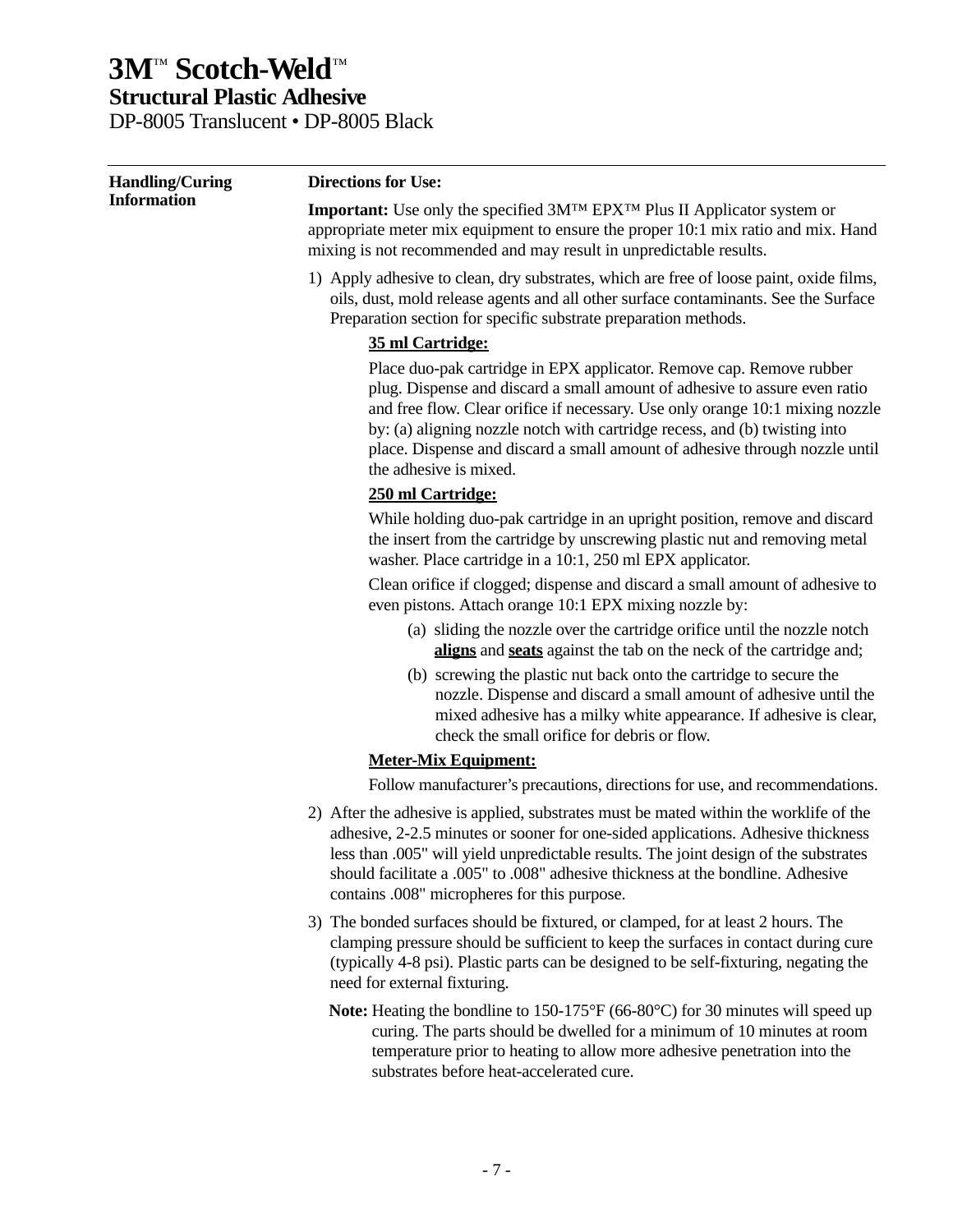# 3M™ Scotch-Weld™

## Structural Plastic Adhesive

DP-8005 Translucent • DP-8005 Black

---

**Handling/Curing Information**

**Directions for Use:**

**Important:** Use only the specified 3M™ EPX™ Plus II Applicator system or appropriate meter mix equipment to ensure the proper 10:1 mix ratio and mix. Hand mixing is not recommended and may result in unpredictable results.

1) Apply adhesive to clean, dry substrates, which are free of loose paint, oxide films, oils, dust, mold release agents and all other surface contaminants. See the Surface Preparation section for specific substrate preparation methods.

   **35 ml Cartridge:**

   Place duo-pak cartridge in EPX applicator. Remove cap. Remove rubber plug. Dispense and discard a small amount of adhesive to assure even ratio and free flow. Clear orifice if necessary. Use only orange 10:1 mixing nozzle by: (a) aligning nozzle notch with cartridge recess, and (b) twisting into place. Dispense and discard a small amount of adhesive through nozzle until the adhesive is mixed.

   **250 ml Cartridge:**

   While holding duo-pak cartridge in an upright position, remove and discard the insert from the cartridge by unscrewing plastic nut and removing metal washer. Place cartridge in a 10:1, 250 ml EPX applicator.

   Clean orifice if clogged; dispense and discard a small amount of adhesive to even pistons. Attach orange 10:1 EPX mixing nozzle by:

   (a) sliding the nozzle over the cartridge orifice until the nozzle notch **aligns** and **seats** against the tab on the neck of the cartridge and;

   (b) screwing the plastic nut back onto the cartridge to secure the nozzle. Dispense and discard a small amount of adhesive until the mixed adhesive has a milky white appearance. If adhesive is clear, check the small orifice for debris or flow.

   **Meter-Mix Equipment:**

   Follow manufacturer's precautions, directions for use, and recommendations.

2) After the adhesive is applied, substrates must be mated within the worklife of the adhesive, 2-2.5 minutes or sooner for one-sided applications. Adhesive thickness less than .005" will yield unpredictable results. The joint design of the substrates should facilitate a .005" to .008" adhesive thickness at the bondline. Adhesive contains .008" micropheres for this purpose.

3) The bonded surfaces should be fixtured, or clamped, for at least 2 hours. The clamping pressure should be sufficient to keep the surfaces in contact during cure (typically 4-8 psi). Plastic parts can be designed to be self-fixturing, negating the need for external fixturing.

**Note:** Heating the bondline to 150-175°F (66-80°C) for 30 minutes will speed up curing. The parts should be dwelled for a minimum of 10 minutes at room temperature prior to heating to allow more adhesive penetration into the substrates before heat-accelerated cure.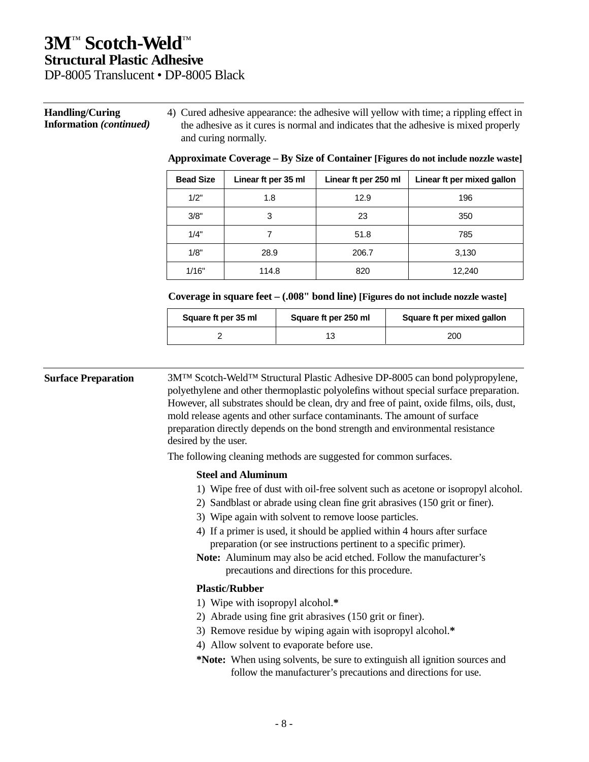# 3M™ Scotch-Weld™
## Structural Plastic Adhesive
DP-8005 Translucent • DP-8005 Black

**Handling/Curing Information *(continued)***

4) Cured adhesive appearance: the adhesive will yellow with time; a rippling effect in the adhesive as it cures is normal and indicates that the adhesive is mixed properly and curing normally.

**Approximate Coverage – By Size of Container [Figures do not include nozzle waste]**

| Bead Size | Linear ft per 35 ml | Linear ft per 250 ml | Linear ft per mixed gallon |
|---|---|---|---|
| 1/2" | 1.8 | 12.9 | 196 |
| 3/8" | 3 | 23 | 350 |
| 1/4" | 7 | 51.8 | 785 |
| 1/8" | 28.9 | 206.7 | 3,130 |
| 1/16" | 114.8 | 820 | 12,240 |

**Coverage in square feet – (.008" bond line) [Figures do not include nozzle waste]**

| Square ft per 35 ml | Square ft per 250 ml | Square ft per mixed gallon |
|---|---|---|
| 2 | 13 | 200 |

**Surface Preparation**

3M™ Scotch-Weld™ Structural Plastic Adhesive DP-8005 can bond polypropylene, polyethylene and other thermoplastic polyolefins without special surface preparation. However, all substrates should be clean, dry and free of paint, oxide films, oils, dust, mold release agents and other surface contaminants. The amount of surface preparation directly depends on the bond strength and environmental resistance desired by the user.

The following cleaning methods are suggested for common surfaces.

**Steel and Aluminum**

1) Wipe free of dust with oil-free solvent such as acetone or isopropyl alcohol.
2) Sandblast or abrade using clean fine grit abrasives (150 grit or finer).
3) Wipe again with solvent to remove loose particles.
4) If a primer is used, it should be applied within 4 hours after surface preparation (or see instructions pertinent to a specific primer).

**Note:** Aluminum may also be acid etched. Follow the manufacturer's precautions and directions for this procedure.

**Plastic/Rubber**

1) Wipe with isopropyl alcohol.**\***
2) Abrade using fine grit abrasives (150 grit or finer).
3) Remove residue by wiping again with isopropyl alcohol.**\***
4) Allow solvent to evaporate before use.

**\*Note:** When using solvents, be sure to extinguish all ignition sources and follow the manufacturer's precautions and directions for use.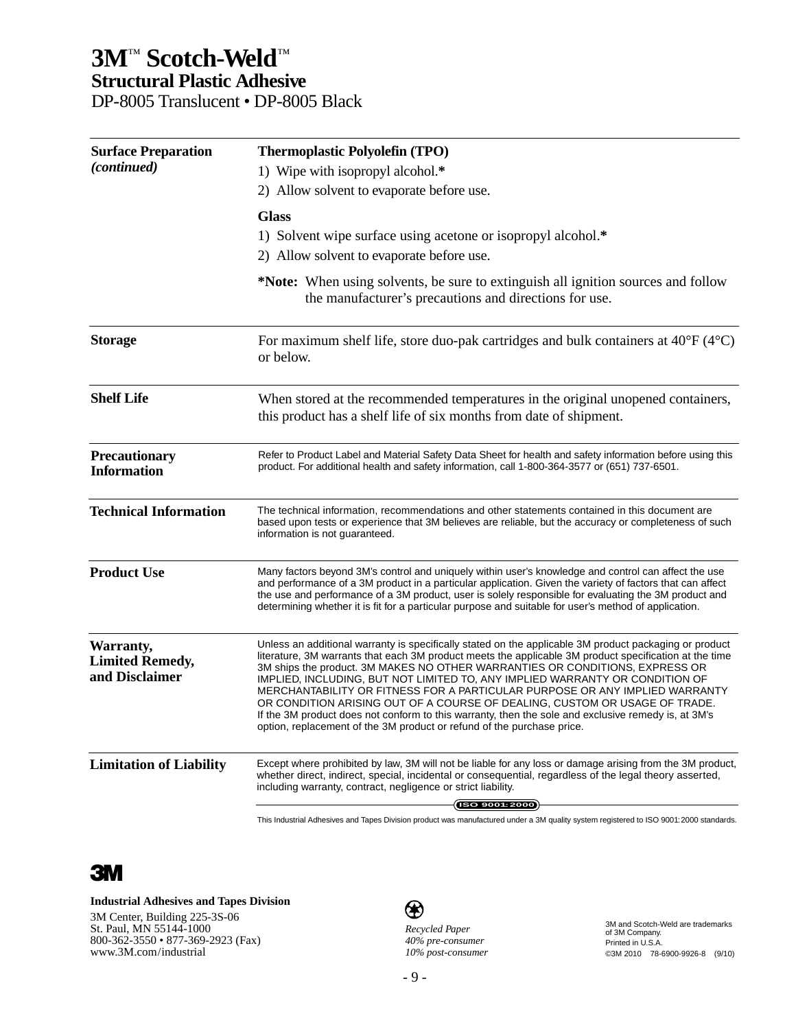# 3M™ Scotch-Weld™
## Structural Plastic Adhesive
DP-8005 Translucent • DP-8005 Black

**Surface Preparation *(continued)***

**Thermoplastic Polyolefin (TPO)**

1) Wipe with isopropyl alcohol.*
2) Allow solvent to evaporate before use.

**Glass**

1) Solvent wipe surface using acetone or isopropyl alcohol.*
2) Allow solvent to evaporate before use.

***Note:** When using solvents, be sure to extinguish all ignition sources and follow the manufacturer's precautions and directions for use.

**Storage**

For maximum shelf life, store duo-pak cartridges and bulk containers at 40°F (4°C) or below.

**Shelf Life**

When stored at the recommended temperatures in the original unopened containers, this product has a shelf life of six months from date of shipment.

**Precautionary Information**

Refer to Product Label and Material Safety Data Sheet for health and safety information before using this product. For additional health and safety information, call 1-800-364-3577 or (651) 737-6501.

**Technical Information**

The technical information, recommendations and other statements contained in this document are based upon tests or experience that 3M believes are reliable, but the accuracy or completeness of such information is not guaranteed.

**Product Use**

Many factors beyond 3M's control and uniquely within user's knowledge and control can affect the use and performance of a 3M product in a particular application. Given the variety of factors that can affect the use and performance of a 3M product, user is solely responsible for evaluating the 3M product and determining whether it is fit for a particular purpose and suitable for user's method of application.

**Warranty, Limited Remedy, and Disclaimer**

Unless an additional warranty is specifically stated on the applicable 3M product packaging or product literature, 3M warrants that each 3M product meets the applicable 3M product specification at the time 3M ships the product. 3M MAKES NO OTHER WARRANTIES OR CONDITIONS, EXPRESS OR IMPLIED, INCLUDING, BUT NOT LIMITED TO, ANY IMPLIED WARRANTY OR CONDITION OF MERCHANTABILITY OR FITNESS FOR A PARTICULAR PURPOSE OR ANY IMPLIED WARRANTY OR CONDITION ARISING OUT OF A COURSE OF DEALING, CUSTOM OR USAGE OF TRADE. If the 3M product does not conform to this warranty, then the sole and exclusive remedy is, at 3M's option, replacement of the 3M product or refund of the purchase price.

**Limitation of Liability**

Except where prohibited by law, 3M will not be liable for any loss or damage arising from the 3M product, whether direct, indirect, special, incidental or consequential, regardless of the legal theory asserted, including warranty, contract, negligence or strict liability.

ISO 9001:2000

This Industrial Adhesives and Tapes Division product was manufactured under a 3M quality system registered to ISO 9001:2000 standards.

3M

**Industrial Adhesives and Tapes Division**
3M Center, Building 225-3S-06
St. Paul, MN 55144-1000
800-362-3550 • 877-369-2923 (Fax)
www.3M.com/industrial

*Recycled Paper*
*40% pre-consumer*
*10% post-consumer*

3M and Scotch-Weld are trademarks of 3M Company.
Printed in U.S.A.
©3M 2010 78-6900-9926-8 (9/10)